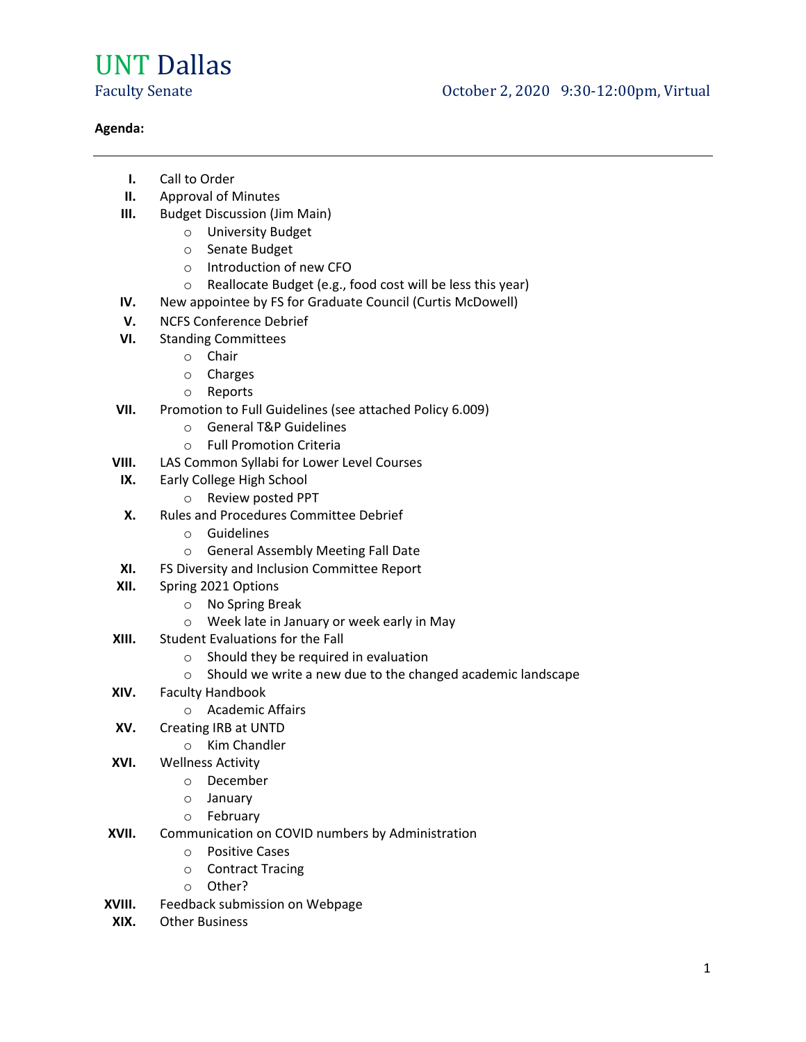# UNT Dallas

Faculty Senate

October 2, 2020 9:30-12:00pm, Virtual

**Agenda:**

---

I. Call to Order
II. Approval of Minutes
III. Budget Discussion (Jim Main)
   - University Budget
   - Senate Budget
   - Introduction of new CFO
   - Reallocate Budget (e.g., food cost will be less this year)
IV. New appointee by FS for Graduate Council (Curtis McDowell)
V. NCFS Conference Debrief
VI. Standing Committees
   - Chair
   - Charges
   - Reports
VII. Promotion to Full Guidelines (see attached Policy 6.009)
   - General T&P Guidelines
   - Full Promotion Criteria
VIII. LAS Common Syllabi for Lower Level Courses
IX. Early College High School
   - Review posted PPT
X. Rules and Procedures Committee Debrief
   - Guidelines
   - General Assembly Meeting Fall Date
XI. FS Diversity and Inclusion Committee Report
XII. Spring 2021 Options
   - No Spring Break
   - Week late in January or week early in May
XIII. Student Evaluations for the Fall
   - Should they be required in evaluation
   - Should we write a new due to the changed academic landscape
XIV. Faculty Handbook
   - Academic Affairs
XV. Creating IRB at UNTD
   - Kim Chandler
XVI. Wellness Activity
   - December
   - January
   - February
XVII. Communication on COVID numbers by Administration
   - Positive Cases
   - Contract Tracing
   - Other?
XVIII. Feedback submission on Webpage
XIX. Other Business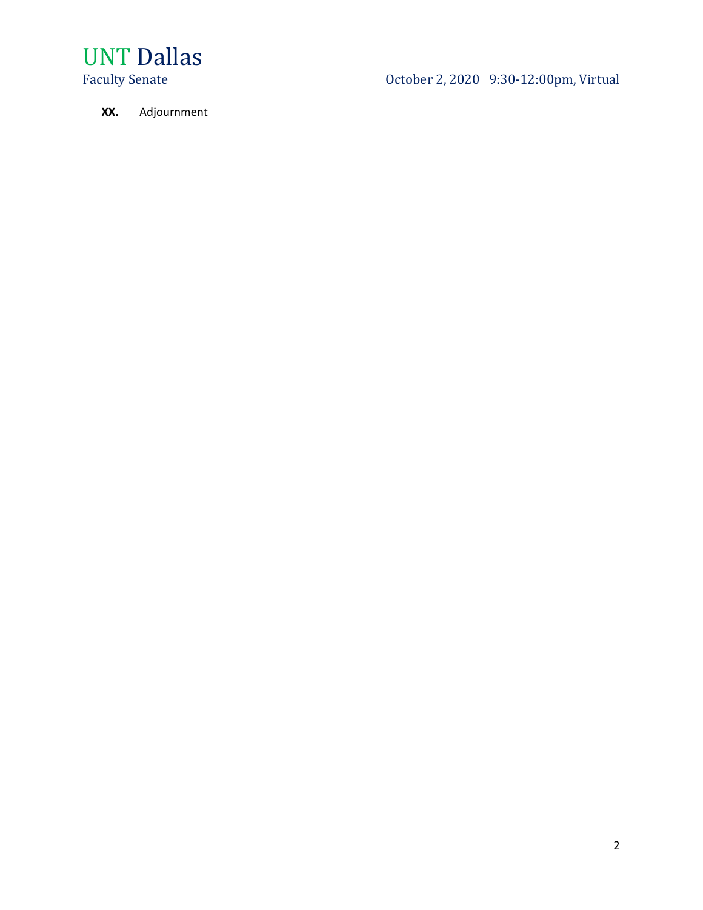**XX.** Adjournment